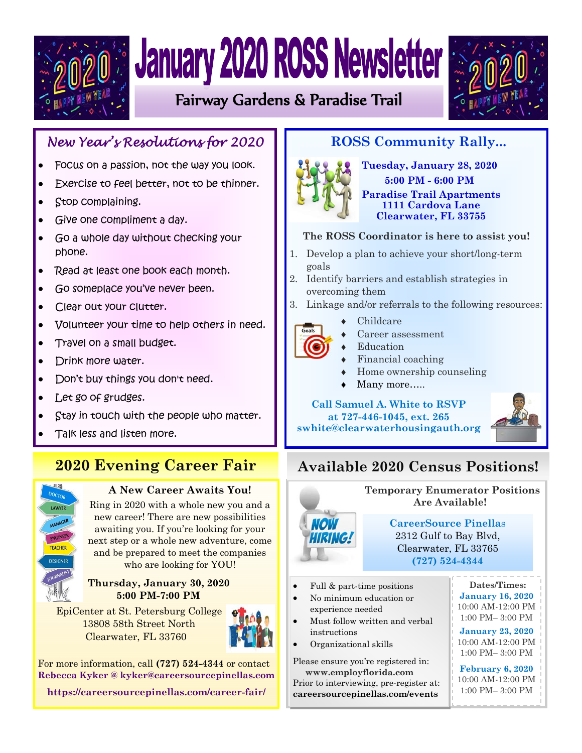# January 2020 ROSS Newsletter

## Fairway Gardens & Paradise Trail

## *New Year's Resolutions for 2020*

- Focus on a passion, not the way you look.
- Exercise to feel better, not to be thinner.
- Stop complaining.
- Give one compliment a day.
- Go a whole day without checking your phone.
- Read at least one book each month.
- Go someplace you've never been.
- Clear out your clutter.
- Volunteer your time to help others in need.
- Travel on a small budget.
- Drink more water.
- Don't buy things you don't need.
- Let go of grudges.
- Stay in touch with the people who matter.
- Talk less and listen more.

## ROSS Community Rally...

**Tuesday, January 28, 2020**
**5:00 PM - 6:00 PM**
**Paradise Trail Apartments**
**1111 Cardova Lane**
**Clearwater, FL 33755**

**The ROSS Coordinator is here to assist you!**

1. Develop a plan to achieve your short/long-term goals
2. Identify barriers and establish strategies in overcoming them
3. Linkage and/or referrals to the following resources:
   - Childcare
   - Career assessment
   - Education
   - Financial coaching
   - Home ownership counseling
   - Many more…..

**Call Samuel A. White to RSVP at 727-446-1045, ext. 265**
**swhite@clearwaterhousingauth.org**

## 2020 Evening Career Fair

**A New Career Awaits You!**

Ring in 2020 with a whole new you and a new career! There are new possibilities awaiting you. If you're looking for your next step or a whole new adventure, come and be prepared to meet the companies who are looking for YOU!

**Thursday, January 30, 2020**
**5:00 PM-7:00 PM**

EpiCenter at St. Petersburg College
13808 58th Street North
Clearwater, FL 33760

For more information, call **(727) 524-4344** or contact **Rebecca Kyker @ kyker@careersourcepinellas.com**

**https://careersourcepinellas.com/career-fair/**

## Available 2020 Census Positions!

**Temporary Enumerator Positions Are Available!**

**CareerSource Pinellas**
2312 Gulf to Bay Blvd,
Clearwater, FL 33765
**(727) 524-4344**

- Full & part-time positions
- No minimum education or experience needed
- Must follow written and verbal instructions
- Organizational skills

Please ensure you're registered in: **www.employflorida.com**
Prior to interviewing, pre-register at: **careersourcepinellas.com/events**

**Dates/Times:**

**January 16, 2020**
10:00 AM-12:00 PM
1:00 PM– 3:00 PM

**January 23, 2020**
10:00 AM-12:00 PM
1:00 PM– 3:00 PM

**February 6, 2020**
10:00 AM-12:00 PM
1:00 PM– 3:00 PM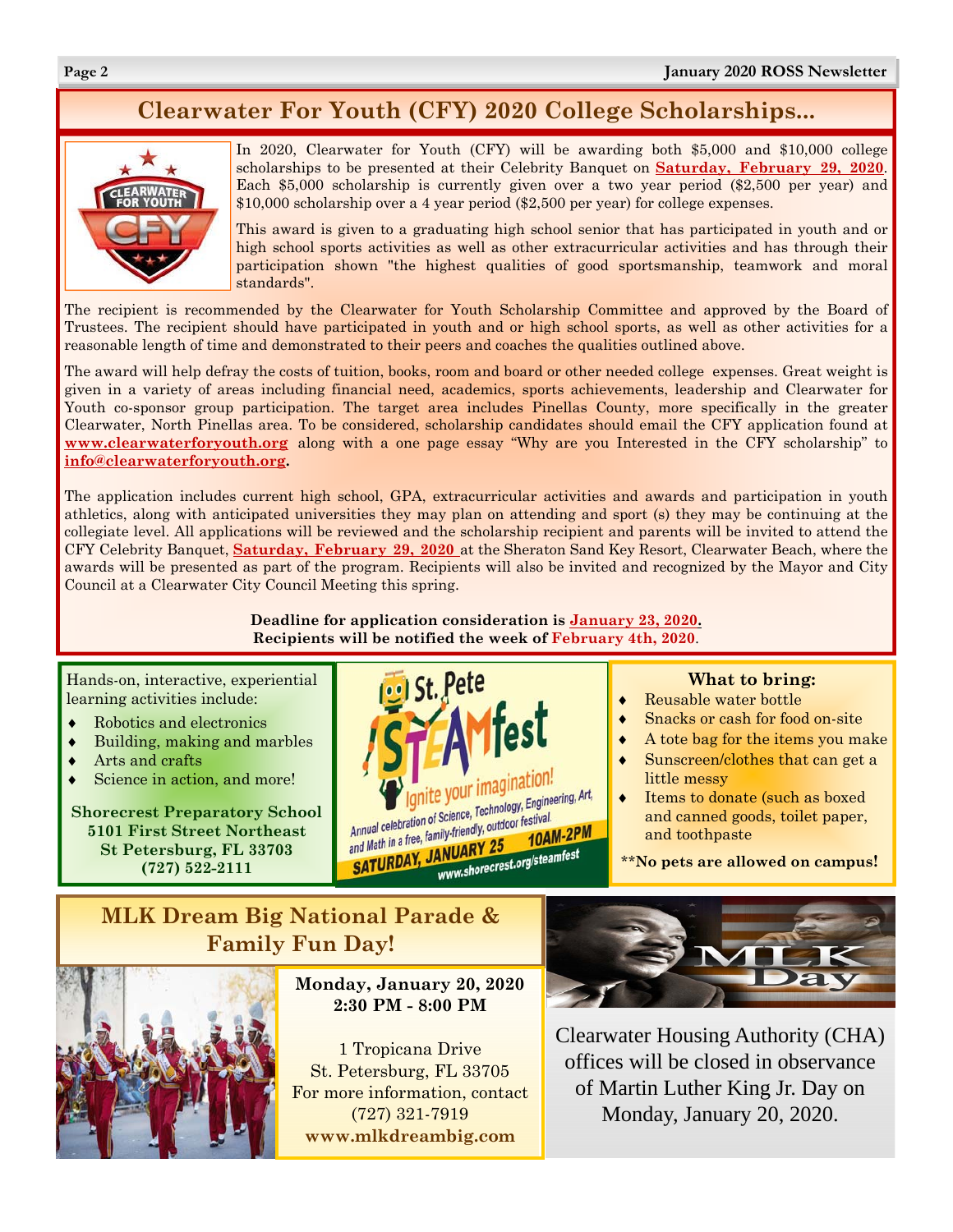## Clearwater For Youth (CFY) 2020 College Scholarships...

In 2020, Clearwater for Youth (CFY) will be awarding both $5,000 and $10,000 college scholarships to be presented at their Celebrity Banquet on **Saturday, February 29, 2020**. Each $5,000 scholarship is currently given over a two year period ($2,500 per year) and $10,000 scholarship over a 4 year period ($2,500 per year) for college expenses.

This award is given to a graduating high school senior that has participated in youth and or high school sports activities as well as other extracurricular activities and has through their participation shown "the highest qualities of good sportsmanship, teamwork and moral standards".

The recipient is recommended by the Clearwater for Youth Scholarship Committee and approved by the Board of Trustees. The recipient should have participated in youth and or high school sports, as well as other activities for a reasonable length of time and demonstrated to their peers and coaches the qualities outlined above.

The award will help defray the costs of tuition, books, room and board or other needed college expenses. Great weight is given in a variety of areas including financial need, academics, sports achievements, leadership and Clearwater for Youth co-sponsor group participation. The target area includes Pinellas County, more specifically in the greater Clearwater, North Pinellas area. To be considered, scholarship candidates should email the CFY application found at **www.clearwaterforyouth.org** along with a one page essay "Why are you Interested in the CFY scholarship" to **info@clearwaterforyouth.org.**

The application includes current high school, GPA, extracurricular activities and awards and participation in youth athletics, along with anticipated universities they may plan on attending and sport (s) they may be continuing at the collegiate level. All applications will be reviewed and the scholarship recipient and parents will be invited to attend the CFY Celebrity Banquet, **Saturday, February 29, 2020** at the Sheraton Sand Key Resort, Clearwater Beach, where the awards will be presented as part of the program. Recipients will also be invited and recognized by the Mayor and City Council at a Clearwater City Council Meeting this spring.

**Deadline for application consideration is January 23, 2020.**
**Recipients will be notified the week of February 4th, 2020.**

## St. Pete STEAMfest

Ignite your imagination!

Annual celebration of Science, Technology, Engineering, Art, and Math in a free, family-friendly, outdoor festival.

**SATURDAY, JANUARY 25 10AM-2PM**

www.shorecrest.org/steamfest

Hands-on, interactive, experiential learning activities include:

- Robotics and electronics
- Building, making and marbles
- Arts and crafts
- Science in action, and more!

**Shorecrest Preparatory School**
**5101 First Street Northeast**
**St Petersburg, FL 33703**
**(727) 522-2111**

**What to bring:**

- Reusable water bottle
- Snacks or cash for food on-site
- A tote bag for the items you make
- Sunscreen/clothes that can get a little messy
- Items to donate (such as boxed and canned goods, toilet paper, and toothpaste

**\*\*No pets are allowed on campus!**

## MLK Dream Big National Parade & Family Fun Day!

**Monday, January 20, 2020**
**2:30 PM - 8:00 PM**

1 Tropicana Drive
St. Petersburg, FL 33705
For more information, contact
(727) 321-7919
**www.mlkdreambig.com**

MLK Day

Clearwater Housing Authority (CHA) offices will be closed in observance of Martin Luther King Jr. Day on Monday, January 20, 2020.